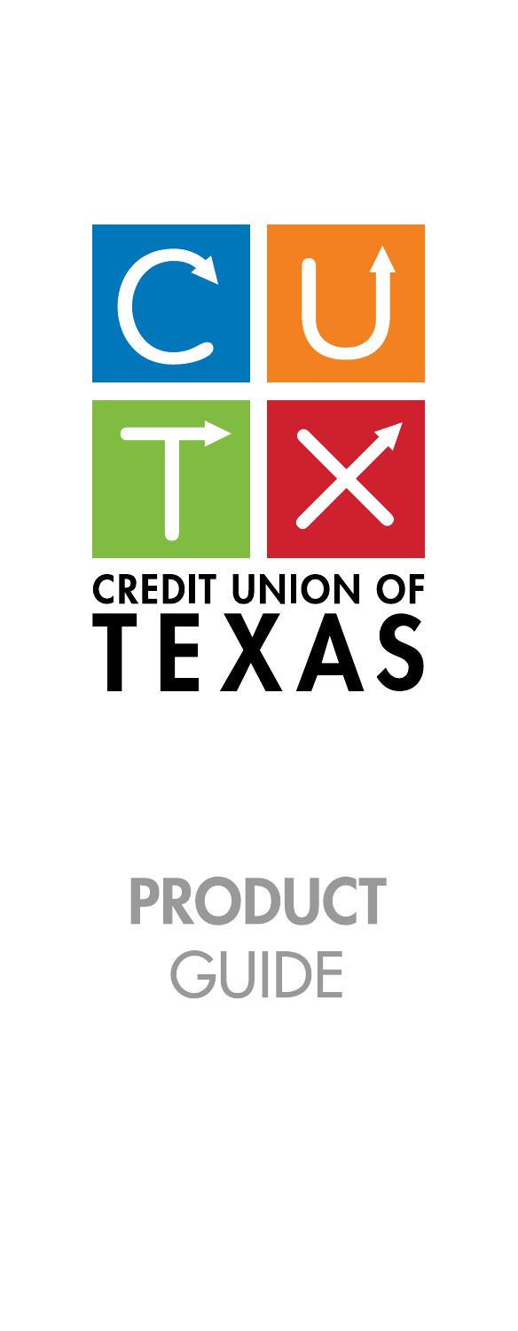# CREDIT UNION OF TEXAS

# PRODUCT GUIDE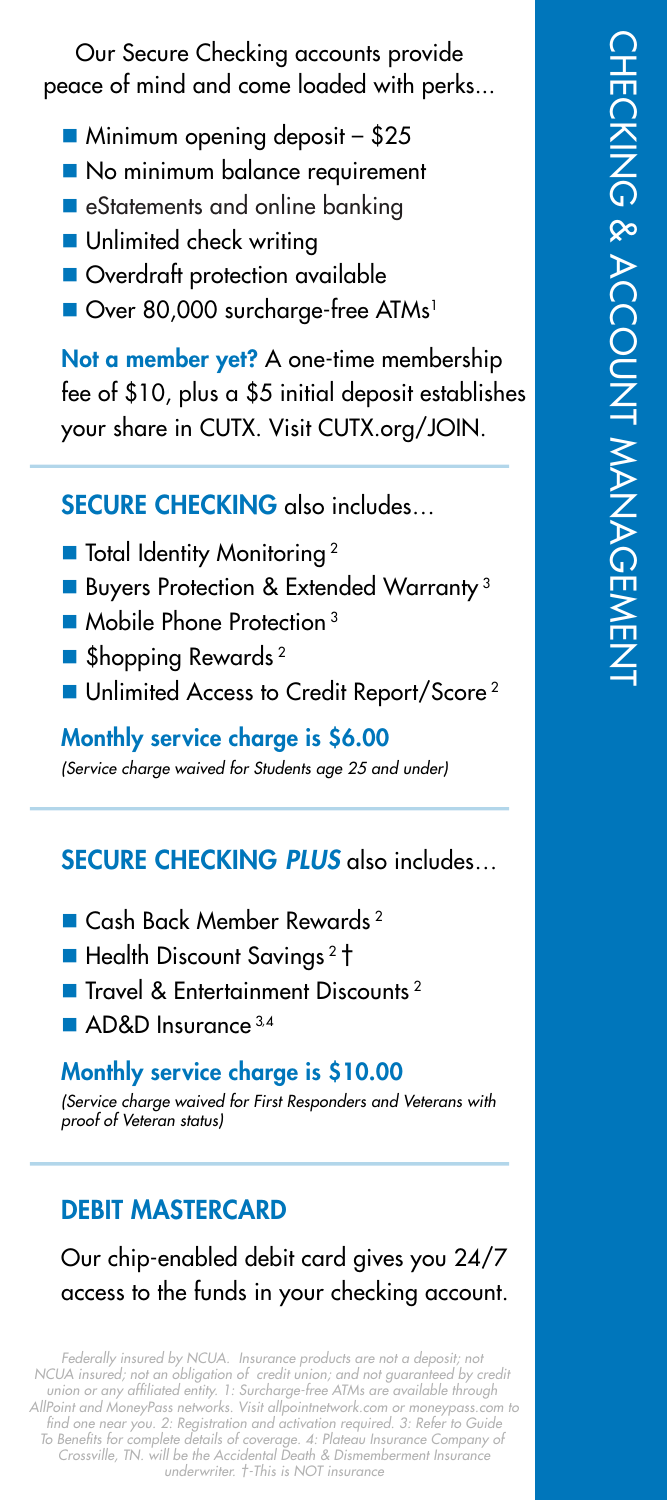# CHECKING & ACCOUNT MANAGEMENT

Our Secure Checking accounts provide peace of mind and come loaded with perks...

- Minimum opening deposit – $25
- No minimum balance requirement
- eStatements and online banking
- Unlimited check writing
- Overdraft protection available
- Over 80,000 surcharge-free ATMs[1]

**Not a member yet?** A one-time membership fee of $10, plus a $5 initial deposit establishes your share in CUTX. Visit CUTX.org/JOIN.

## SECURE CHECKING also includes…

- Total Identity Monitoring[2]
- Buyers Protection & Extended Warranty[3]
- Mobile Phone Protection[3]
- $hopping Rewards[2]
- Unlimited Access to Credit Report/Score[2]

**Monthly service charge is $6.00**

*(Service charge waived for Students age 25 and under)*

## SECURE CHECKING *PLUS* also includes…

- Cash Back Member Rewards[2]
- Health Discount Savings[2] †
- Travel & Entertainment Discounts[2]
- AD&D Insurance[3,4]

**Monthly service charge is $10.00**

*(Service charge waived for First Responders and Veterans with proof of Veteran status)*

## DEBIT MASTERCARD

Our chip-enabled debit card gives you 24/7 access to the funds in your checking account.

*Federally insured by NCUA. Insurance products are not a deposit; not NCUA insured; not an obligation of credit union; and not guaranteed by credit union or any affiliated entity. 1: Surcharge-free ATMs are available through AllPoint and MoneyPass networks. Visit allpointnetwork.com or moneypass.com to find one near you. 2: Registration and activation required. 3: Refer to Guide To Benefits for complete details of coverage. 4: Plateau Insurance Company of Crossville, TN. will be the Accidental Death & Dismemberment Insurance underwriter. †-This is NOT insurance*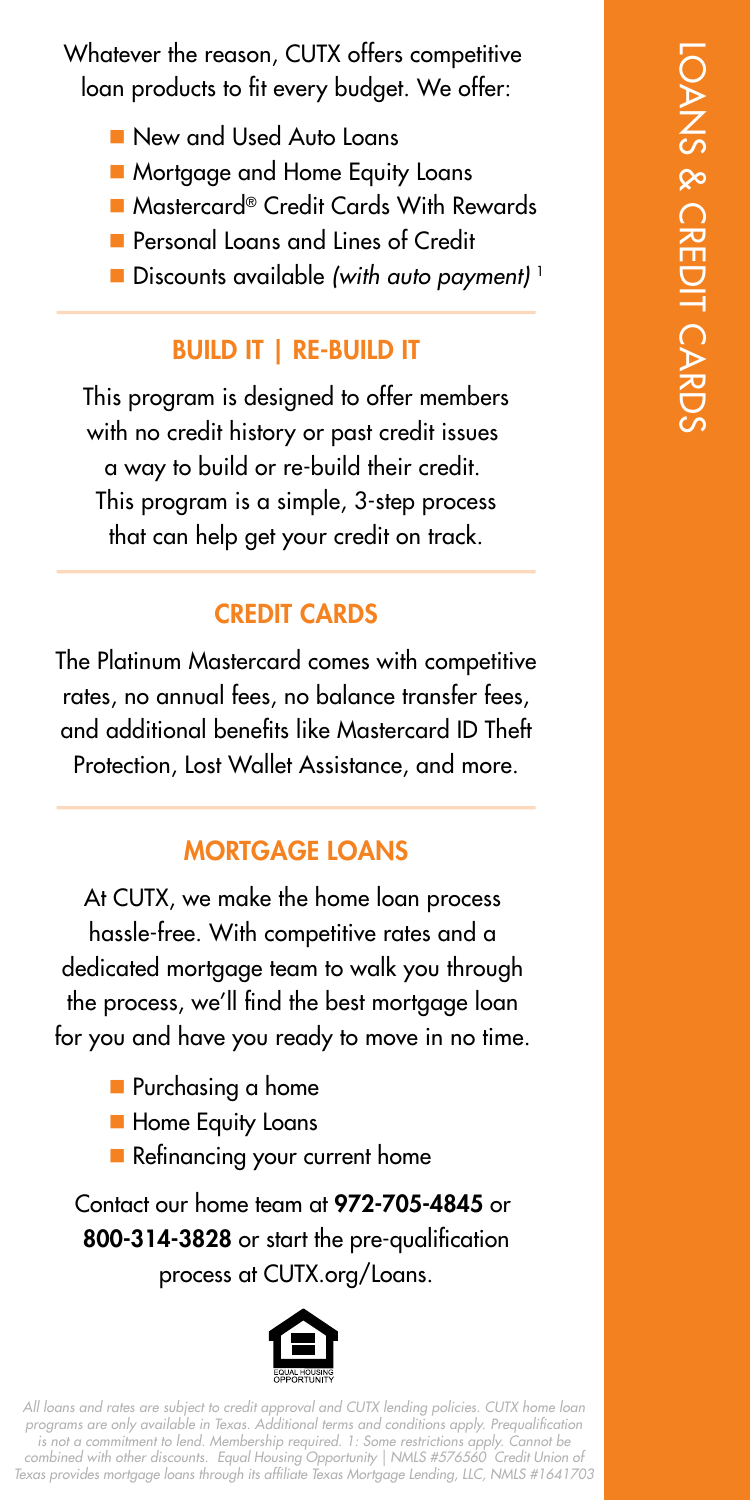# LOANS & CREDIT CARDS

Whatever the reason, CUTX offers competitive loan products to fit every budget. We offer:

- New and Used Auto Loans
- Mortgage and Home Equity Loans
- Mastercard® Credit Cards With Rewards
- Personal Loans and Lines of Credit
- Discounts available *(with auto payment)* [1]

## BUILD IT | RE-BUILD IT

This program is designed to offer members with no credit history or past credit issues a way to build or re-build their credit. This program is a simple, 3-step process that can help get your credit on track.

## CREDIT CARDS

The Platinum Mastercard comes with competitive rates, no annual fees, no balance transfer fees, and additional benefits like Mastercard ID Theft Protection, Lost Wallet Assistance, and more.

## MORTGAGE LOANS

At CUTX, we make the home loan process hassle-free. With competitive rates and a dedicated mortgage team to walk you through the process, we'll find the best mortgage loan for you and have you ready to move in no time.

- Purchasing a home
- Home Equity Loans
- Refinancing your current home

Contact our home team at **972-705-4845** or **800-314-3828** or start the pre-qualification process at CUTX.org/Loans.

EQUAL HOUSING OPPORTUNITY

*All loans and rates are subject to credit approval and CUTX lending policies. CUTX home loan programs are only available in Texas. Additional terms and conditions apply. Prequalification is not a commitment to lend. Membership required. 1: Some restrictions apply. Cannot be combined with other discounts. Equal Housing Opportunity | NMLS #576560 Credit Union of Texas provides mortgage loans through its affiliate Texas Mortgage Lending, LLC, NMLS #1641703*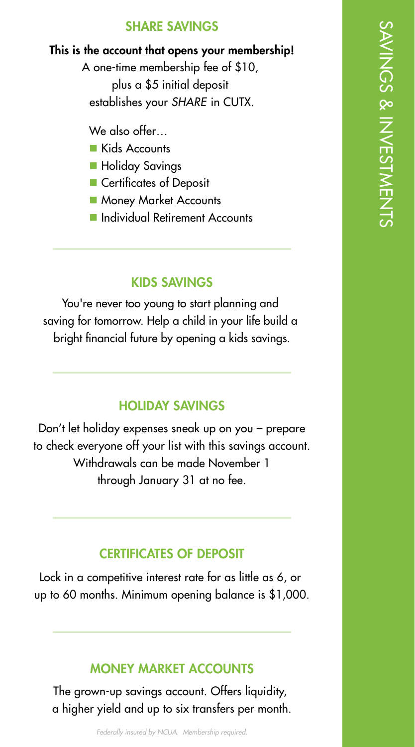## SHARE SAVINGS

**This is the account that opens your membership!**

A one-time membership fee of $10, plus a $5 initial deposit establishes your *SHARE* in CUTX.

We also offer…

- Kids Accounts
- Holiday Savings
- Certificates of Deposit
- Money Market Accounts
- Individual Retirement Accounts

## KIDS SAVINGS

You're never too young to start planning and saving for tomorrow. Help a child in your life build a bright financial future by opening a kids savings.

## HOLIDAY SAVINGS

Don't let holiday expenses sneak up on you – prepare to check everyone off your list with this savings account. Withdrawals can be made November 1 through January 31 at no fee.

## CERTIFICATES OF DEPOSIT

Lock in a competitive interest rate for as little as 6, or up to 60 months. Minimum opening balance is $1,000.

## MONEY MARKET ACCOUNTS

The grown-up savings account. Offers liquidity, a higher yield and up to six transfers per month.

*Federally insured by NCUA. Membership required.*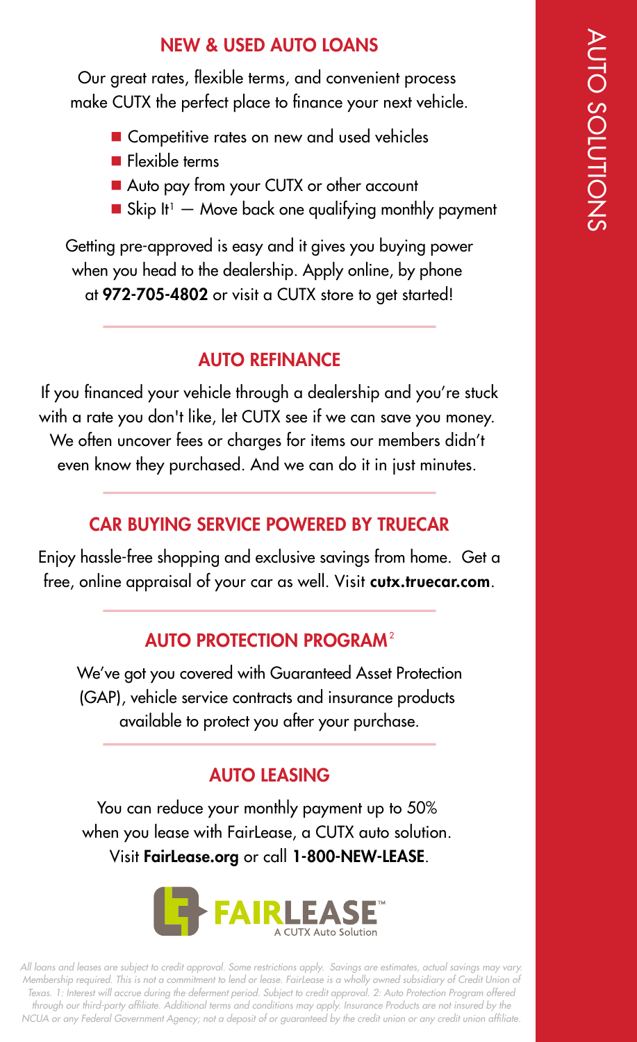# AUTO SOLUTIONS

## NEW & USED AUTO LOANS

Our great rates, flexible terms, and convenient process make CUTX the perfect place to finance your next vehicle.

- Competitive rates on new and used vehicles
- Flexible terms
- Auto pay from your CUTX or other account
- Skip It[1] — Move back one qualifying monthly payment

Getting pre-approved is easy and it gives you buying power when you head to the dealership. Apply online, by phone at **972-705-4802** or visit a CUTX store to get started!

## AUTO REFINANCE

If you financed your vehicle through a dealership and you're stuck with a rate you don't like, let CUTX see if we can save you money. We often uncover fees or charges for items our members didn't even know they purchased. And we can do it in just minutes.

## CAR BUYING SERVICE POWERED BY TRUECAR

Enjoy hassle-free shopping and exclusive savings from home. Get a free, online appraisal of your car as well. Visit **cutx.truecar.com**.

## AUTO PROTECTION PROGRAM[2]

We've got you covered with Guaranteed Asset Protection (GAP), vehicle service contracts and insurance products available to protect you after your purchase.

## AUTO LEASING

You can reduce your monthly payment up to 50% when you lease with FairLease, a CUTX auto solution. Visit **FairLease.org** or call **1-800-NEW-LEASE**.

FAIRLEASE™ A CUTX Auto Solution

*All loans and leases are subject to credit approval. Some restrictions apply. Savings are estimates, actual savings may vary. Membership required. This is not a commitment to lend or lease. FairLease is a wholly owned subsidiary of Credit Union of Texas. 1: Interest will accrue during the deferment period. Subject to credit approval. 2: Auto Protection Program offered through our third-party affiliate. Additional terms and conditions may apply. Insurance Products are not insured by the NCUA or any Federal Government Agency; not a deposit of or guaranteed by the credit union or any credit union affiliate.*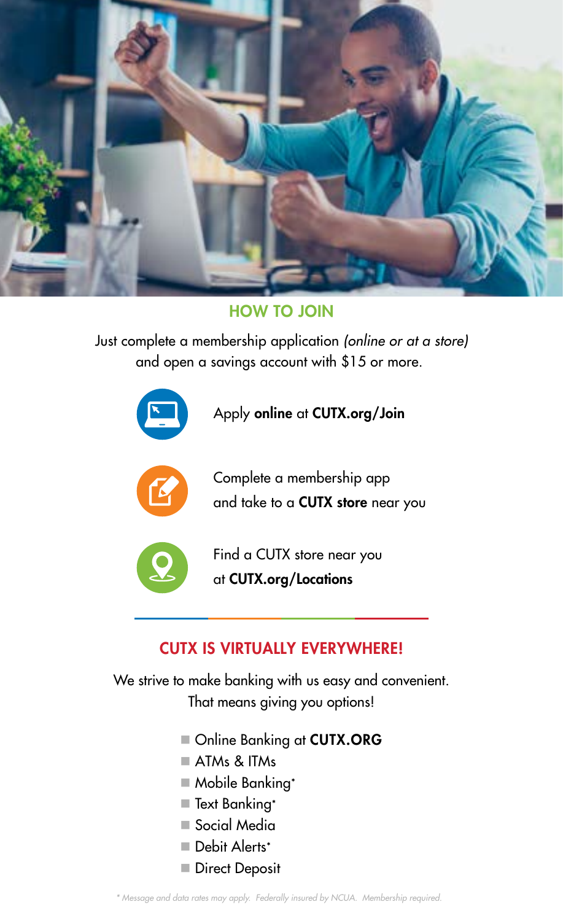## HOW TO JOIN

Just complete a membership application *(online or at a store)* and open a savings account with $15 or more.

Apply **online** at **CUTX.org/Join**

Complete a membership app and take to a **CUTX store** near you

Find a CUTX store near you at **CUTX.org/Locations**

## CUTX IS VIRTUALLY EVERYWHERE!

We strive to make banking with us easy and convenient. That means giving you options!

- Online Banking at **CUTX.ORG**
- ATMs & ITMs
- Mobile Banking*
- Text Banking*
- Social Media
- Debit Alerts*
- Direct Deposit

*\* Message and data rates may apply. Federally insured by NCUA. Membership required.*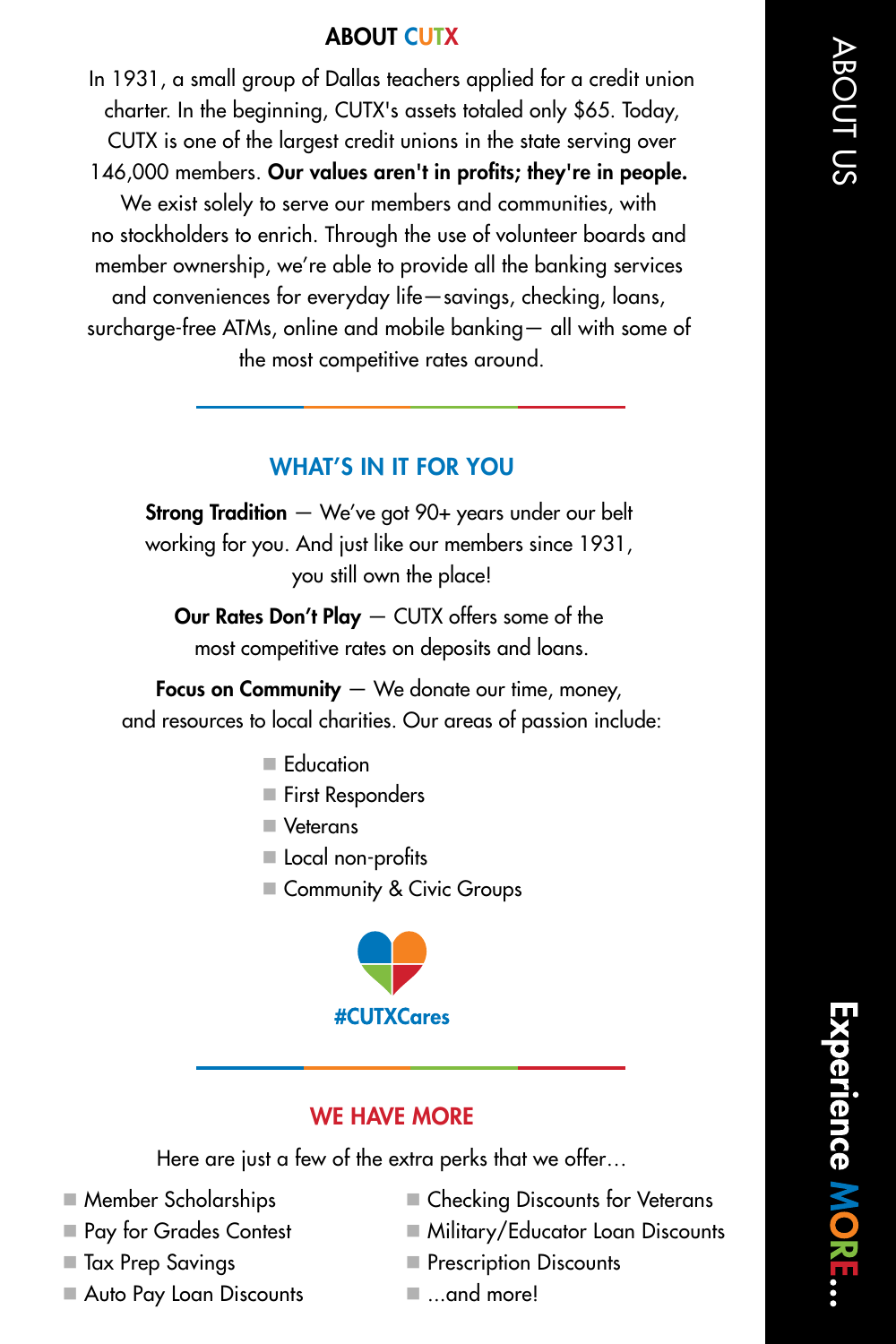## ABOUT CUTX

In 1931, a small group of Dallas teachers applied for a credit union charter. In the beginning, CUTX's assets totaled only $65. Today, CUTX is one of the largest credit unions in the state serving over 146,000 members. **Our values aren't in profits; they're in people.** We exist solely to serve our members and communities, with no stockholders to enrich. Through the use of volunteer boards and member ownership, we're able to provide all the banking services and conveniences for everyday life—savings, checking, loans, surcharge-free ATMs, online and mobile banking— all with some of the most competitive rates around.

## WHAT'S IN IT FOR YOU

**Strong Tradition** — We've got 90+ years under our belt working for you. And just like our members since 1931, you still own the place!

**Our Rates Don't Play** — CUTX offers some of the most competitive rates on deposits and loans.

**Focus on Community** — We donate our time, money, and resources to local charities. Our areas of passion include:

- Education
- First Responders
- Veterans
- Local non-profits
- Community & Civic Groups

#CUTXCares

## WE HAVE MORE

Here are just a few of the extra perks that we offer…

- Member Scholarships
- Pay for Grades Contest
- Tax Prep Savings
- Auto Pay Loan Discounts
- Checking Discounts for Veterans
- Military/Educator Loan Discounts
- Prescription Discounts
- …and more!

ABOUT US

Experience MORE…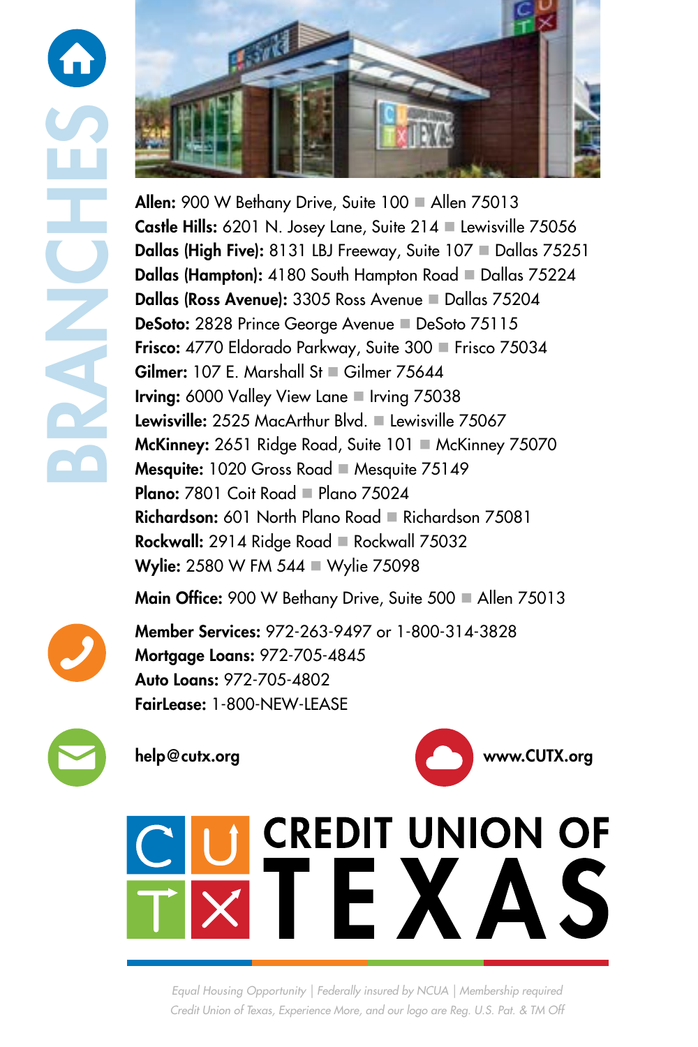# BRANCHES

**Allen:** 900 W Bethany Drive, Suite 100 ■ Allen 75013
**Castle Hills:** 6201 N. Josey Lane, Suite 214 ■ Lewisville 75056
**Dallas (High Five):** 8131 LBJ Freeway, Suite 107 ■ Dallas 75251
**Dallas (Hampton):** 4180 South Hampton Road ■ Dallas 75224
**Dallas (Ross Avenue):** 3305 Ross Avenue ■ Dallas 75204
**DeSoto:** 2828 Prince George Avenue ■ DeSoto 75115
**Frisco:** 4770 Eldorado Parkway, Suite 300 ■ Frisco 75034
**Gilmer:** 107 E. Marshall St ■ Gilmer 75644
**Irving:** 6000 Valley View Lane ■ Irving 75038
**Lewisville:** 2525 MacArthur Blvd. ■ Lewisville 75067
**McKinney:** 2651 Ridge Road, Suite 101 ■ McKinney 75070
**Mesquite:** 1020 Gross Road ■ Mesquite 75149
**Plano:** 7801 Coit Road ■ Plano 75024
**Richardson:** 601 North Plano Road ■ Richardson 75081
**Rockwall:** 2914 Ridge Road ■ Rockwall 75032
**Wylie:** 2580 W FM 544 ■ Wylie 75098

**Main Office:** 900 W Bethany Drive, Suite 500 ■ Allen 75013

**Member Services:** 972-263-9497 or 1-800-314-3828
**Mortgage Loans:** 972-705-4845
**Auto Loans:** 972-705-4802
**FairLease:** 1-800-NEW-LEASE

**help@cutx.org**

**www.CUTX.org**

CREDIT UNION OF TEXAS

*Equal Housing Opportunity | Federally insured by NCUA | Membership required*
*Credit Union of Texas, Experience More, and our logo are Reg. U.S. Pat. & TM Off*